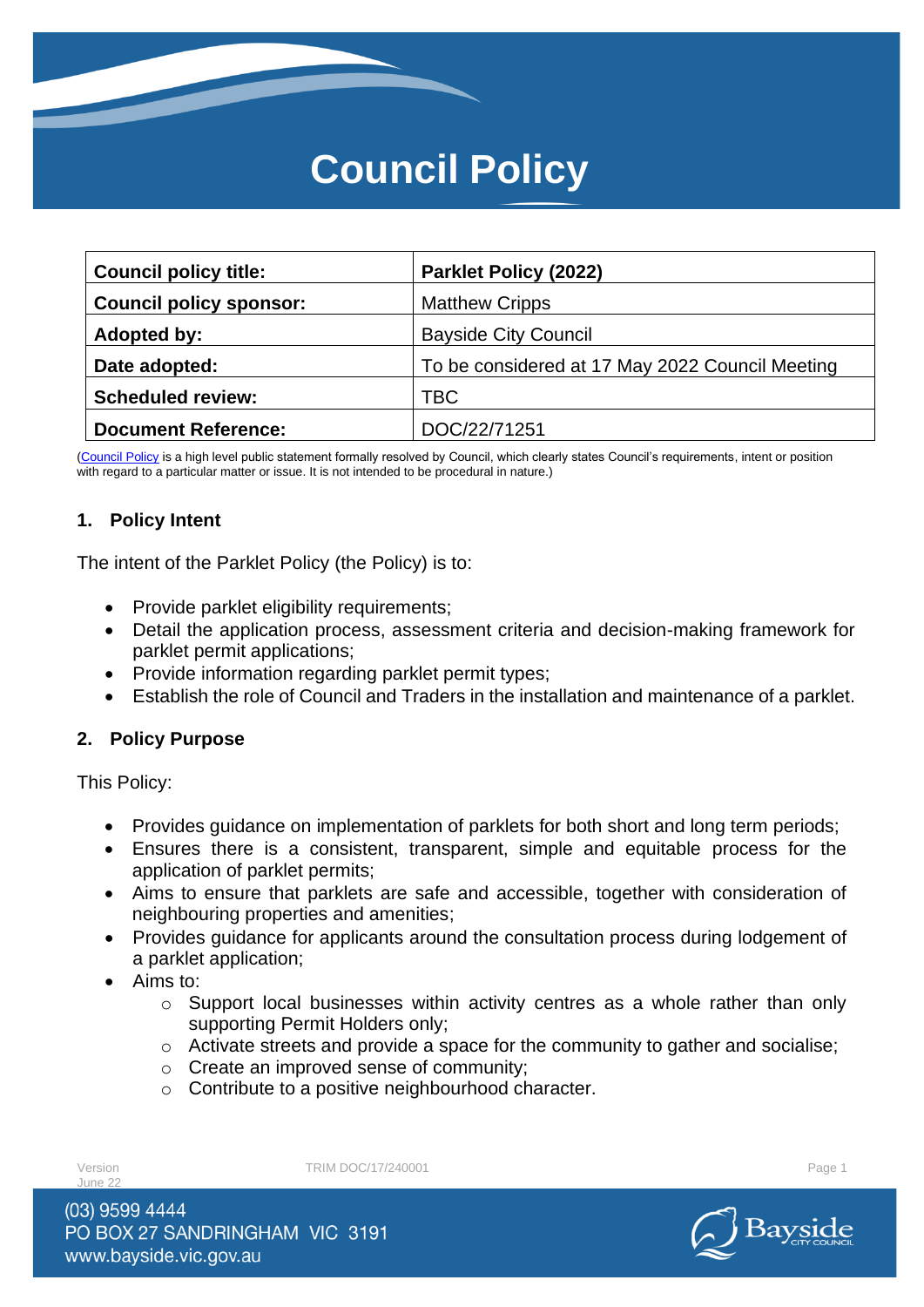# Council Policy

| Council policy title: | Parklet Policy (2022) |
|---|---|
| Council policy sponsor: | Matthew Cripps |
| Adopted by: | Bayside City Council |
| Date adopted: | To be considered at 17 May 2022 Council Meeting |
| Scheduled review: | TBC |
| Document Reference: | DOC/22/71251 |

(Council Policy is a high level public statement formally resolved by Council, which clearly states Council's requirements, intent or position with regard to a particular matter or issue. It is not intended to be procedural in nature.)

## 1. Policy Intent

The intent of the Parklet Policy (the Policy) is to:

- Provide parklet eligibility requirements;
- Detail the application process, assessment criteria and decision-making framework for parklet permit applications;
- Provide information regarding parklet permit types;
- Establish the role of Council and Traders in the installation and maintenance of a parklet.

## 2. Policy Purpose

This Policy:

- Provides guidance on implementation of parklets for both short and long term periods;
- Ensures there is a consistent, transparent, simple and equitable process for the application of parklet permits;
- Aims to ensure that parklets are safe and accessible, together with consideration of neighbouring properties and amenities;
- Provides guidance for applicants around the consultation process during lodgement of a parklet application;
- Aims to:
  - Support local businesses within activity centres as a whole rather than only supporting Permit Holders only;
  - Activate streets and provide a space for the community to gather and socialise;
  - Create an improved sense of community;
  - Contribute to a positive neighbourhood character.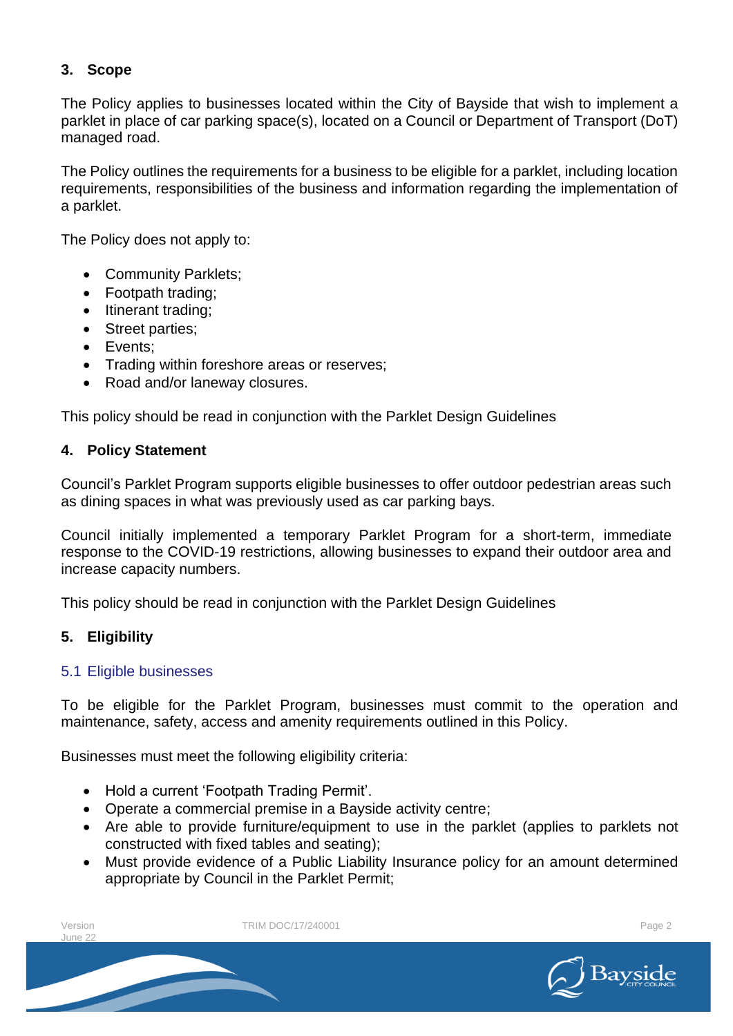## 3. Scope

The Policy applies to businesses located within the City of Bayside that wish to implement a parklet in place of car parking space(s), located on a Council or Department of Transport (DoT) managed road.

The Policy outlines the requirements for a business to be eligible for a parklet, including location requirements, responsibilities of the business and information regarding the implementation of a parklet.

The Policy does not apply to:

- Community Parklets;
- Footpath trading;
- Itinerant trading;
- Street parties;
- Events;
- Trading within foreshore areas or reserves;
- Road and/or laneway closures.

This policy should be read in conjunction with the Parklet Design Guidelines

## 4. Policy Statement

Council's Parklet Program supports eligible businesses to offer outdoor pedestrian areas such as dining spaces in what was previously used as car parking bays.

Council initially implemented a temporary Parklet Program for a short-term, immediate response to the COVID-19 restrictions, allowing businesses to expand their outdoor area and increase capacity numbers.

This policy should be read in conjunction with the Parklet Design Guidelines

## 5. Eligibility

### 5.1 Eligible businesses

To be eligible for the Parklet Program, businesses must commit to the operation and maintenance, safety, access and amenity requirements outlined in this Policy.

Businesses must meet the following eligibility criteria:

- Hold a current 'Footpath Trading Permit'.
- Operate a commercial premise in a Bayside activity centre;
- Are able to provide furniture/equipment to use in the parklet (applies to parklets not constructed with fixed tables and seating);
- Must provide evidence of a Public Liability Insurance policy for an amount determined appropriate by Council in the Parklet Permit;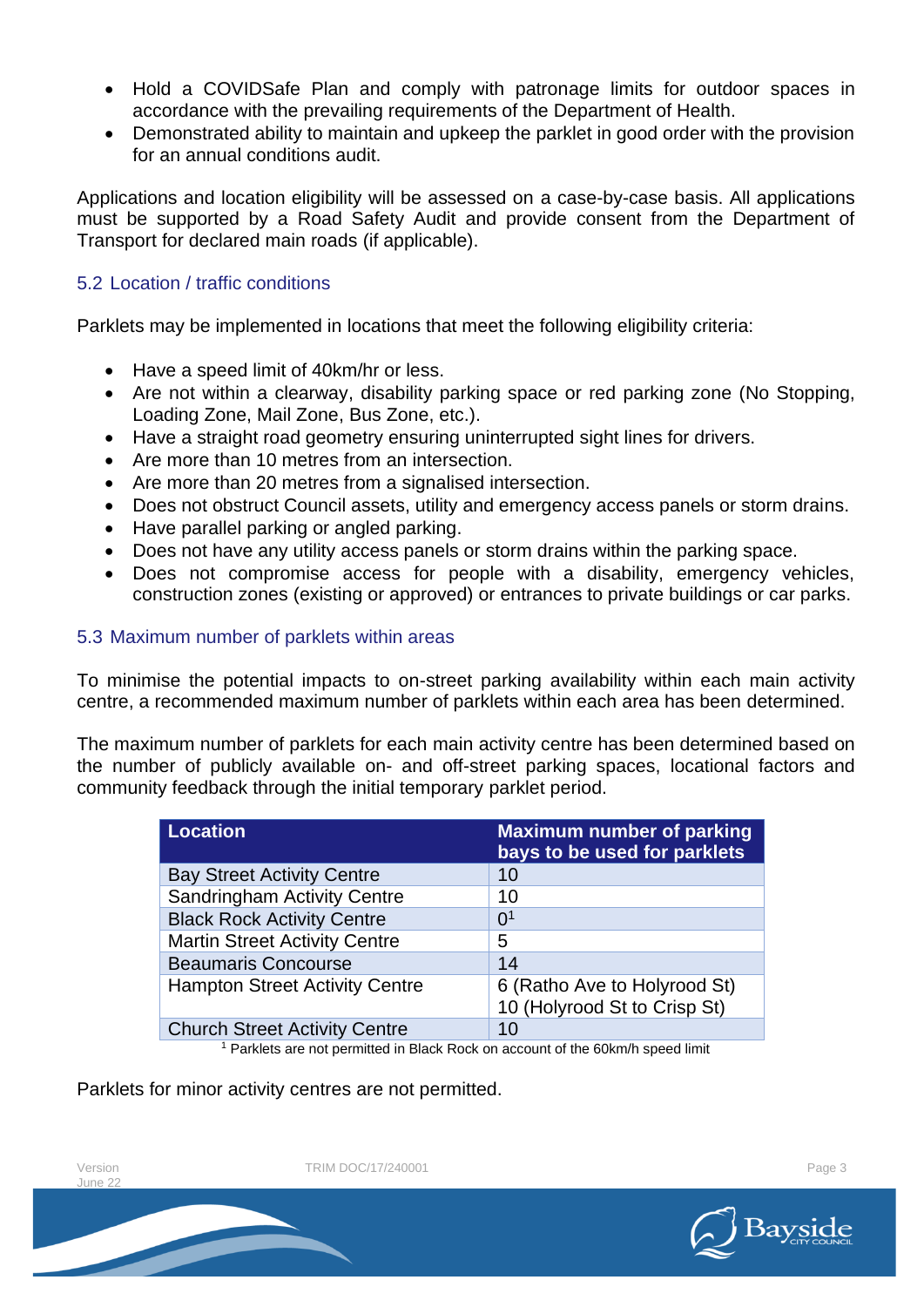- Hold a COVIDSafe Plan and comply with patronage limits for outdoor spaces in accordance with the prevailing requirements of the Department of Health.
- Demonstrated ability to maintain and upkeep the parklet in good order with the provision for an annual conditions audit.

Applications and location eligibility will be assessed on a case-by-case basis. All applications must be supported by a Road Safety Audit and provide consent from the Department of Transport for declared main roads (if applicable).

### 5.2 Location / traffic conditions

Parklets may be implemented in locations that meet the following eligibility criteria:

- Have a speed limit of 40km/hr or less.
- Are not within a clearway, disability parking space or red parking zone (No Stopping, Loading Zone, Mail Zone, Bus Zone, etc.).
- Have a straight road geometry ensuring uninterrupted sight lines for drivers.
- Are more than 10 metres from an intersection.
- Are more than 20 metres from a signalised intersection.
- Does not obstruct Council assets, utility and emergency access panels or storm drains.
- Have parallel parking or angled parking.
- Does not have any utility access panels or storm drains within the parking space.
- Does not compromise access for people with a disability, emergency vehicles, construction zones (existing or approved) or entrances to private buildings or car parks.

### 5.3 Maximum number of parklets within areas

To minimise the potential impacts to on-street parking availability within each main activity centre, a recommended maximum number of parklets within each area has been determined.

The maximum number of parklets for each main activity centre has been determined based on the number of publicly available on- and off-street parking spaces, locational factors and community feedback through the initial temporary parklet period.

| Location | Maximum number of parking bays to be used for parklets |
|---|---|
| Bay Street Activity Centre | 10 |
| Sandringham Activity Centre | 10 |
| Black Rock Activity Centre | 0[1] |
| Martin Street Activity Centre | 5 |
| Beaumaris Concourse | 14 |
| Hampton Street Activity Centre | 6 (Ratho Ave to Holyrood St)<br>10 (Holyrood St to Crisp St) |
| Church Street Activity Centre | 10 |

[1] Parklets are not permitted in Black Rock on account of the 60km/h speed limit

Parklets for minor activity centres are not permitted.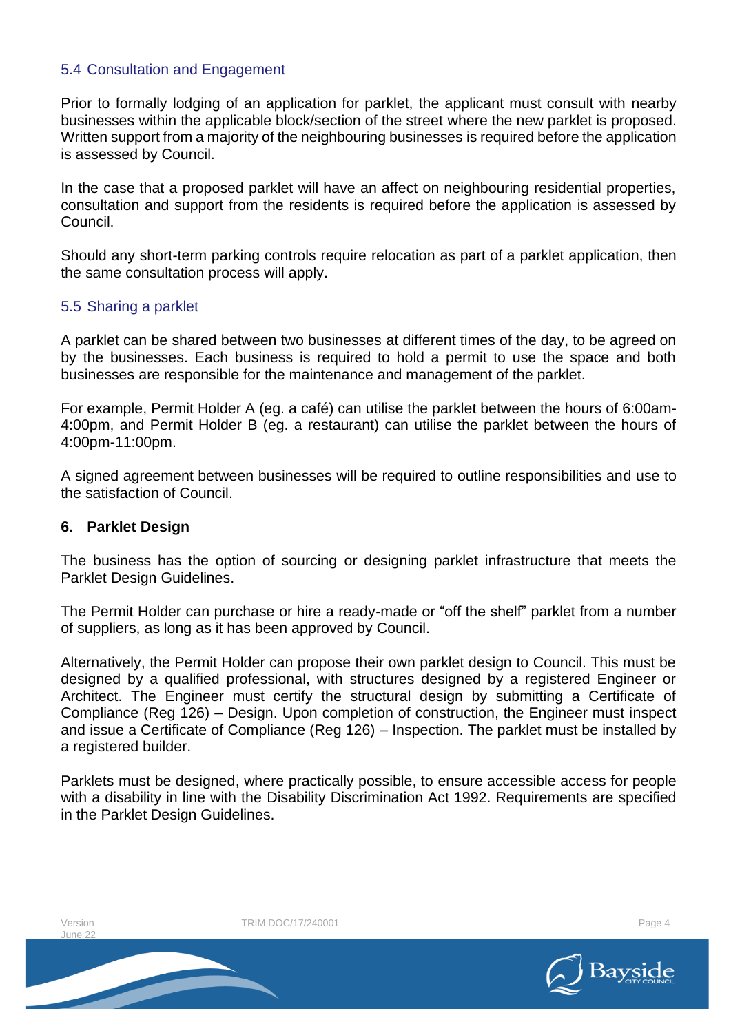### 5.4 Consultation and Engagement

Prior to formally lodging of an application for parklet, the applicant must consult with nearby businesses within the applicable block/section of the street where the new parklet is proposed. Written support from a majority of the neighbouring businesses is required before the application is assessed by Council.

In the case that a proposed parklet will have an affect on neighbouring residential properties, consultation and support from the residents is required before the application is assessed by Council.

Should any short-term parking controls require relocation as part of a parklet application, then the same consultation process will apply.

### 5.5 Sharing a parklet

A parklet can be shared between two businesses at different times of the day, to be agreed on by the businesses. Each business is required to hold a permit to use the space and both businesses are responsible for the maintenance and management of the parklet.

For example, Permit Holder A (eg. a café) can utilise the parklet between the hours of 6:00am-4:00pm, and Permit Holder B (eg. a restaurant) can utilise the parklet between the hours of 4:00pm-11:00pm.

A signed agreement between businesses will be required to outline responsibilities and use to the satisfaction of Council.

## 6. Parklet Design

The business has the option of sourcing or designing parklet infrastructure that meets the Parklet Design Guidelines.

The Permit Holder can purchase or hire a ready-made or "off the shelf" parklet from a number of suppliers, as long as it has been approved by Council.

Alternatively, the Permit Holder can propose their own parklet design to Council. This must be designed by a qualified professional, with structures designed by a registered Engineer or Architect. The Engineer must certify the structural design by submitting a Certificate of Compliance (Reg 126) – Design. Upon completion of construction, the Engineer must inspect and issue a Certificate of Compliance (Reg 126) – Inspection. The parklet must be installed by a registered builder.

Parklets must be designed, where practically possible, to ensure accessible access for people with a disability in line with the Disability Discrimination Act 1992. Requirements are specified in the Parklet Design Guidelines.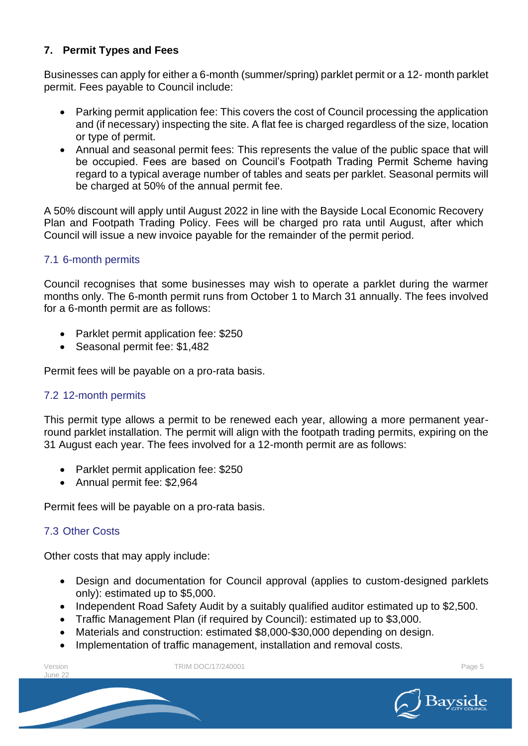## 7. Permit Types and Fees

Businesses can apply for either a 6-month (summer/spring) parklet permit or a 12- month parklet permit. Fees payable to Council include:

- Parking permit application fee: This covers the cost of Council processing the application and (if necessary) inspecting the site. A flat fee is charged regardless of the size, location or type of permit.
- Annual and seasonal permit fees: This represents the value of the public space that will be occupied. Fees are based on Council's Footpath Trading Permit Scheme having regard to a typical average number of tables and seats per parklet. Seasonal permits will be charged at 50% of the annual permit fee.

A 50% discount will apply until August 2022 in line with the Bayside Local Economic Recovery Plan and Footpath Trading Policy. Fees will be charged pro rata until August, after which Council will issue a new invoice payable for the remainder of the permit period.

### 7.1 6-month permits

Council recognises that some businesses may wish to operate a parklet during the warmer months only. The 6-month permit runs from October 1 to March 31 annually. The fees involved for a 6-month permit are as follows:

- Parklet permit application fee: $250
- Seasonal permit fee: $1,482

Permit fees will be payable on a pro-rata basis.

### 7.2 12-month permits

This permit type allows a permit to be renewed each year, allowing a more permanent year-round parklet installation. The permit will align with the footpath trading permits, expiring on the 31 August each year. The fees involved for a 12-month permit are as follows:

- Parklet permit application fee: $250
- Annual permit fee: $2,964

Permit fees will be payable on a pro-rata basis.

### 7.3 Other Costs

Other costs that may apply include:

- Design and documentation for Council approval (applies to custom-designed parklets only): estimated up to $5,000.
- Independent Road Safety Audit by a suitably qualified auditor estimated up to $2,500.
- Traffic Management Plan (if required by Council): estimated up to $3,000.
- Materials and construction: estimated $8,000-$30,000 depending on design.
- Implementation of traffic management, installation and removal costs.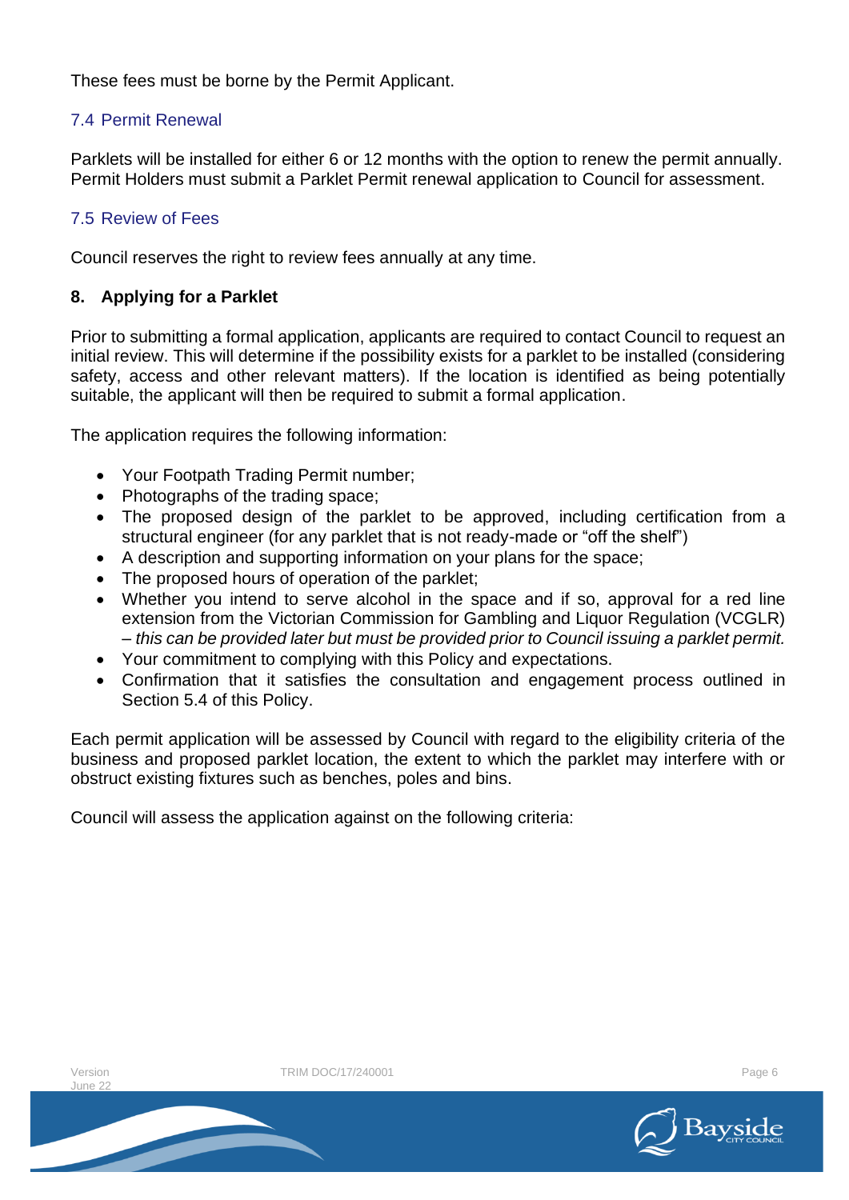These fees must be borne by the Permit Applicant.

### 7.4 Permit Renewal

Parklets will be installed for either 6 or 12 months with the option to renew the permit annually. Permit Holders must submit a Parklet Permit renewal application to Council for assessment.

### 7.5 Review of Fees

Council reserves the right to review fees annually at any time.

## 8. Applying for a Parklet

Prior to submitting a formal application, applicants are required to contact Council to request an initial review. This will determine if the possibility exists for a parklet to be installed (considering safety, access and other relevant matters). If the location is identified as being potentially suitable, the applicant will then be required to submit a formal application.

The application requires the following information:

- Your Footpath Trading Permit number;
- Photographs of the trading space;
- The proposed design of the parklet to be approved, including certification from a structural engineer (for any parklet that is not ready-made or "off the shelf")
- A description and supporting information on your plans for the space;
- The proposed hours of operation of the parklet;
- Whether you intend to serve alcohol in the space and if so, approval for a red line extension from the Victorian Commission for Gambling and Liquor Regulation (VCGLR) – *this can be provided later but must be provided prior to Council issuing a parklet permit.*
- Your commitment to complying with this Policy and expectations.
- Confirmation that it satisfies the consultation and engagement process outlined in Section 5.4 of this Policy.

Each permit application will be assessed by Council with regard to the eligibility criteria of the business and proposed parklet location, the extent to which the parklet may interfere with or obstruct existing fixtures such as benches, poles and bins.

Council will assess the application against on the following criteria: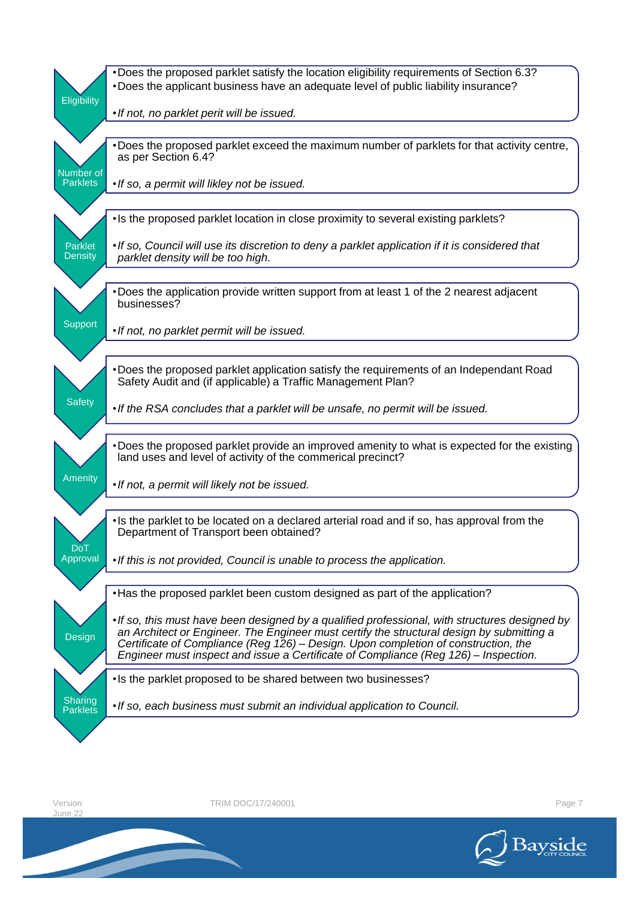**Eligibility**

- Does the proposed parklet satisfy the location eligibility requirements of Section 6.3?
- Does the applicant business have an adequate level of public liability insurance?
- *If not, no parklet perit will be issued.*

**Number of Parklets**

- Does the proposed parklet exceed the maximum number of parklets for that activity centre, as per Section 6.4?
- *If so, a permit will likley not be issued.*

**Parklet Density**

- Is the proposed parklet location in close proximity to several existing parklets?
- *If so, Council will use its discretion to deny a parklet application if it is considered that parklet density will be too high.*

**Support**

- Does the application provide written support from at least 1 of the 2 nearest adjacent businesses?
- *If not, no parklet permit will be issued.*

**Safety**

- Does the proposed parklet application satisfy the requirements of an Independant Road Safety Audit and (if applicable) a Traffic Management Plan?
- *If the RSA concludes that a parklet will be unsafe, no permit will be issued.*

**Amenity**

- Does the proposed parklet provide an improved amenity to what is expected for the existing land uses and level of activity of the commerical precinct?
- *If not, a permit will likely not be issued.*

**DoT Approval**

- Is the parklet to be located on a declared arterial road and if so, has approval from the Department of Transport been obtained?
- *If this is not provided, Council is unable to process the application.*

**Design**

- Has the proposed parklet been custom designed as part of the application?
- *If so, this must have been designed by a qualified professional, with structures designed by an Architect or Engineer. The Engineer must certify the structural design by submitting a Certificate of Compliance (Reg 126) – Design. Upon completion of construction, the Engineer must inspect and issue a Certificate of Compliance (Reg 126) – Inspection.*

**Sharing Parklets**

- Is the parklet proposed to be shared between two businesses?
- *If so, each business must submit an individual application to Council.*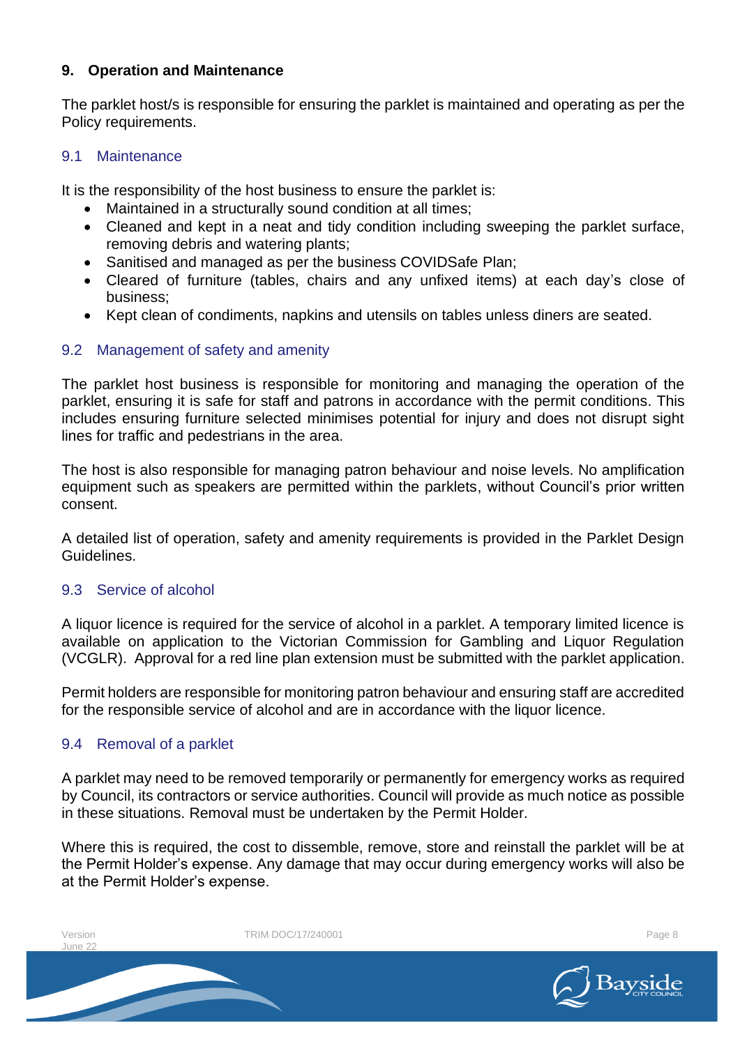## 9. Operation and Maintenance

The parklet host/s is responsible for ensuring the parklet is maintained and operating as per the Policy requirements.

### 9.1 Maintenance

It is the responsibility of the host business to ensure the parklet is:

- Maintained in a structurally sound condition at all times;
- Cleaned and kept in a neat and tidy condition including sweeping the parklet surface, removing debris and watering plants;
- Sanitised and managed as per the business COVIDSafe Plan;
- Cleared of furniture (tables, chairs and any unfixed items) at each day's close of business;
- Kept clean of condiments, napkins and utensils on tables unless diners are seated.

### 9.2 Management of safety and amenity

The parklet host business is responsible for monitoring and managing the operation of the parklet, ensuring it is safe for staff and patrons in accordance with the permit conditions. This includes ensuring furniture selected minimises potential for injury and does not disrupt sight lines for traffic and pedestrians in the area.

The host is also responsible for managing patron behaviour and noise levels. No amplification equipment such as speakers are permitted within the parklets, without Council's prior written consent.

A detailed list of operation, safety and amenity requirements is provided in the Parklet Design Guidelines.

### 9.3 Service of alcohol

A liquor licence is required for the service of alcohol in a parklet. A temporary limited licence is available on application to the Victorian Commission for Gambling and Liquor Regulation (VCGLR). Approval for a red line plan extension must be submitted with the parklet application.

Permit holders are responsible for monitoring patron behaviour and ensuring staff are accredited for the responsible service of alcohol and are in accordance with the liquor licence.

### 9.4 Removal of a parklet

A parklet may need to be removed temporarily or permanently for emergency works as required by Council, its contractors or service authorities. Council will provide as much notice as possible in these situations. Removal must be undertaken by the Permit Holder.

Where this is required, the cost to dissemble, remove, store and reinstall the parklet will be at the Permit Holder's expense. Any damage that may occur during emergency works will also be at the Permit Holder's expense.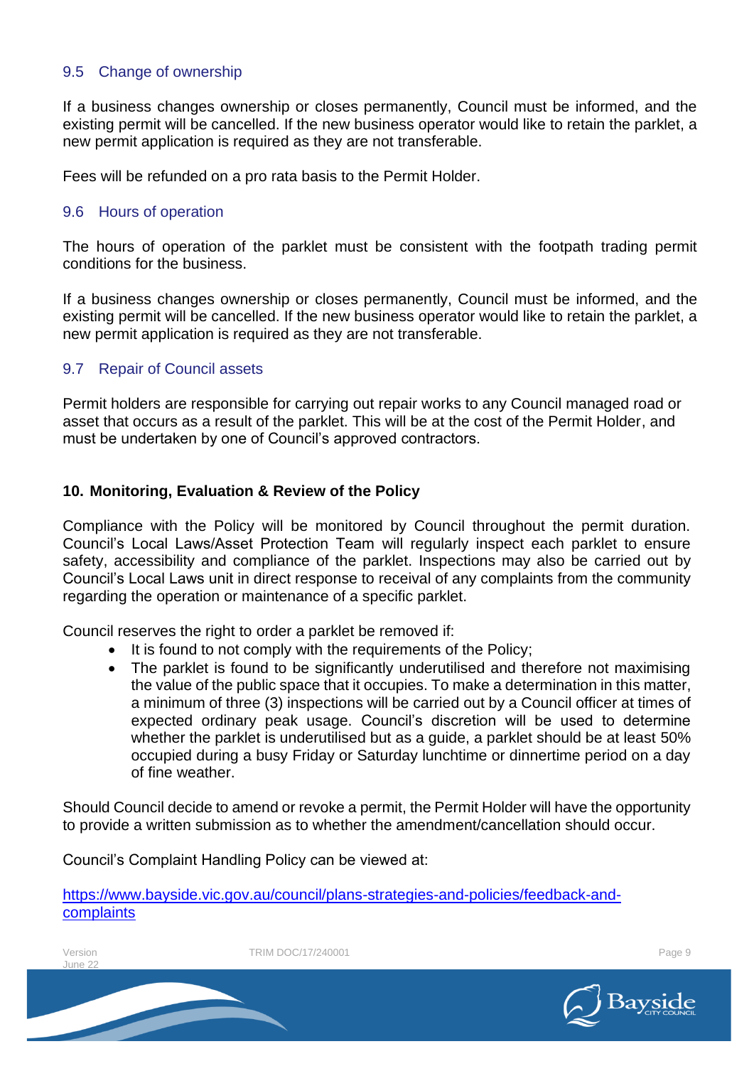### 9.5 Change of ownership

If a business changes ownership or closes permanently, Council must be informed, and the existing permit will be cancelled. If the new business operator would like to retain the parklet, a new permit application is required as they are not transferable.

Fees will be refunded on a pro rata basis to the Permit Holder.

### 9.6 Hours of operation

The hours of operation of the parklet must be consistent with the footpath trading permit conditions for the business.

If a business changes ownership or closes permanently, Council must be informed, and the existing permit will be cancelled. If the new business operator would like to retain the parklet, a new permit application is required as they are not transferable.

### 9.7 Repair of Council assets

Permit holders are responsible for carrying out repair works to any Council managed road or asset that occurs as a result of the parklet. This will be at the cost of the Permit Holder, and must be undertaken by one of Council's approved contractors.

## 10. Monitoring, Evaluation & Review of the Policy

Compliance with the Policy will be monitored by Council throughout the permit duration. Council's Local Laws/Asset Protection Team will regularly inspect each parklet to ensure safety, accessibility and compliance of the parklet. Inspections may also be carried out by Council's Local Laws unit in direct response to receival of any complaints from the community regarding the operation or maintenance of a specific parklet.

Council reserves the right to order a parklet be removed if:

- It is found to not comply with the requirements of the Policy;
- The parklet is found to be significantly underutilised and therefore not maximising the value of the public space that it occupies. To make a determination in this matter, a minimum of three (3) inspections will be carried out by a Council officer at times of expected ordinary peak usage. Council's discretion will be used to determine whether the parklet is underutilised but as a guide, a parklet should be at least 50% occupied during a busy Friday or Saturday lunchtime or dinnertime period on a day of fine weather.

Should Council decide to amend or revoke a permit, the Permit Holder will have the opportunity to provide a written submission as to whether the amendment/cancellation should occur.

Council's Complaint Handling Policy can be viewed at:

https://www.bayside.vic.gov.au/council/plans-strategies-and-policies/feedback-and-complaints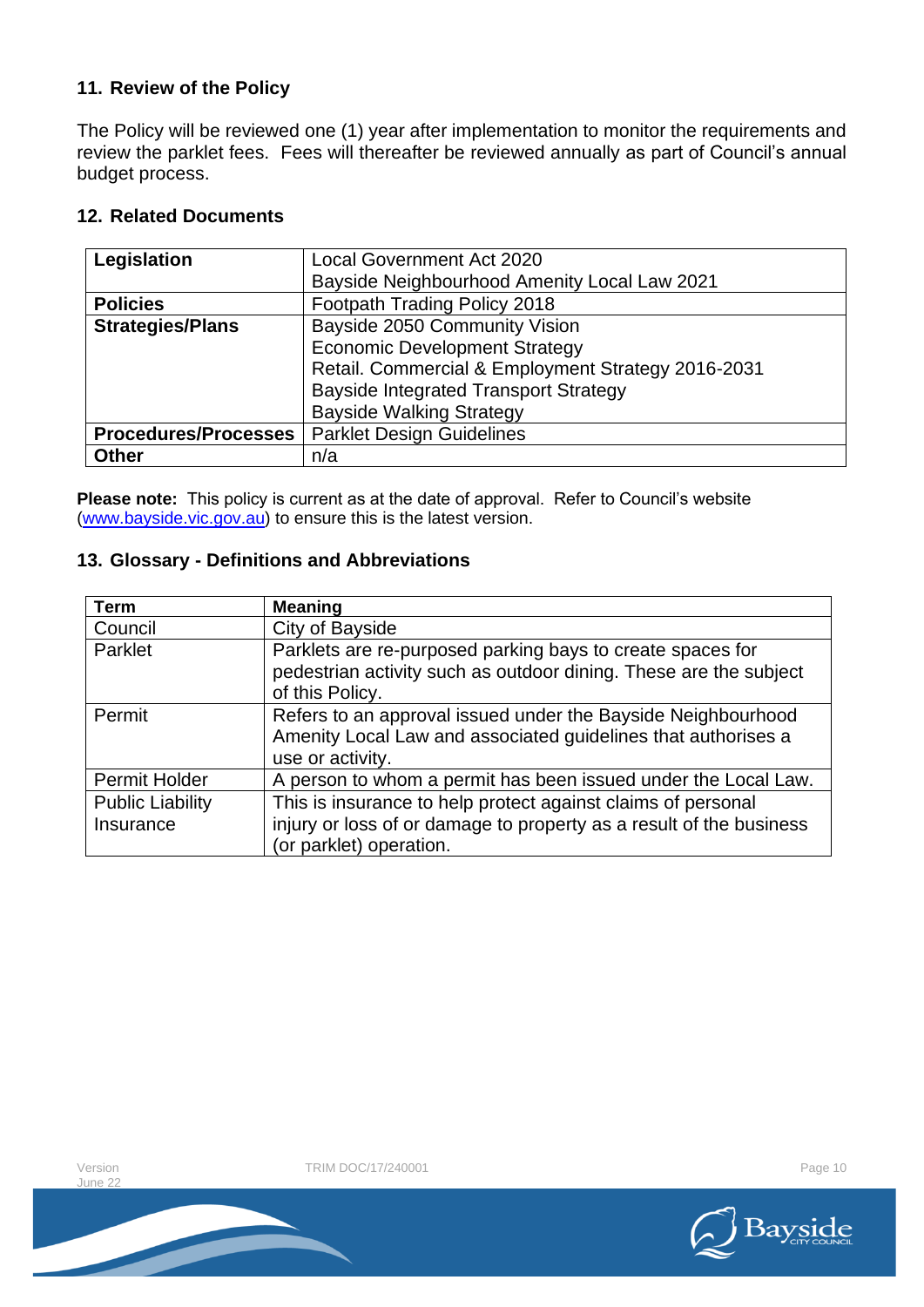## 11. Review of the Policy

The Policy will be reviewed one (1) year after implementation to monitor the requirements and review the parklet fees. Fees will thereafter be reviewed annually as part of Council's annual budget process.

## 12. Related Documents

| | |
|---|---|
| **Legislation** | Local Government Act 2020<br>Bayside Neighbourhood Amenity Local Law 2021 |
| **Policies** | Footpath Trading Policy 2018 |
| **Strategies/Plans** | Bayside 2050 Community Vision<br>Economic Development Strategy<br>Retail. Commercial & Employment Strategy 2016-2031<br>Bayside Integrated Transport Strategy<br>Bayside Walking Strategy |
| **Procedures/Processes** | Parklet Design Guidelines |
| **Other** | n/a |

**Please note:** This policy is current as at the date of approval. Refer to Council's website (www.bayside.vic.gov.au) to ensure this is the latest version.

## 13. Glossary - Definitions and Abbreviations

| Term | Meaning |
|---|---|
| Council | City of Bayside |
| Parklet | Parklets are re-purposed parking bays to create spaces for pedestrian activity such as outdoor dining. These are the subject of this Policy. |
| Permit | Refers to an approval issued under the Bayside Neighbourhood Amenity Local Law and associated guidelines that authorises a use or activity. |
| Permit Holder | A person to whom a permit has been issued under the Local Law. |
| Public Liability Insurance | This is insurance to help protect against claims of personal injury or loss of or damage to property as a result of the business (or parklet) operation. |